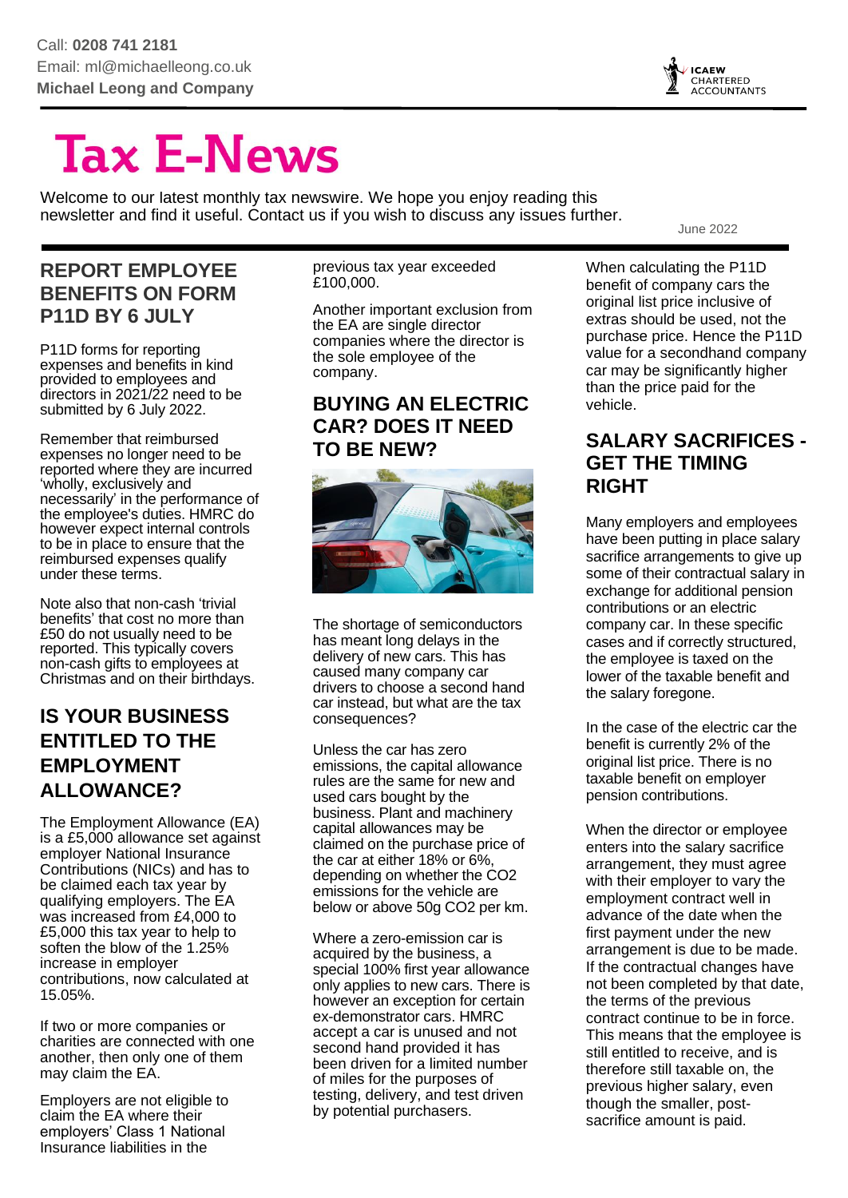Call: **0208 741 2181**
Email: ml@michaelleong.co.uk
**Michael Leong and Company**

ICAEW CHARTERED ACCOUNTANTS

# Tax E-News

Welcome to our latest monthly tax newswire. We hope you enjoy reading this newsletter and find it useful. Contact us if you wish to discuss any issues further.

June 2022

## REPORT EMPLOYEE BENEFITS ON FORM P11D BY 6 JULY

P11D forms for reporting expenses and benefits in kind provided to employees and directors in 2021/22 need to be submitted by 6 July 2022.

Remember that reimbursed expenses no longer need to be reported where they are incurred 'wholly, exclusively and necessarily' in the performance of the employee's duties. HMRC do however expect internal controls to be in place to ensure that the reimbursed expenses qualify under these terms.

Note also that non-cash 'trivial benefits' that cost no more than £50 do not usually need to be reported. This typically covers non-cash gifts to employees at Christmas and on their birthdays.

## IS YOUR BUSINESS ENTITLED TO THE EMPLOYMENT ALLOWANCE?

The Employment Allowance (EA) is a £5,000 allowance set against employer National Insurance Contributions (NICs) and has to be claimed each tax year by qualifying employers. The EA was increased from £4,000 to £5,000 this tax year to help to soften the blow of the 1.25% increase in employer contributions, now calculated at 15.05%.

If two or more companies or charities are connected with one another, then only one of them may claim the EA.

Employers are not eligible to claim the EA where their employers' Class 1 National Insurance liabilities in the previous tax year exceeded £100,000.

Another important exclusion from the EA are single director companies where the director is the sole employee of the company.

## BUYING AN ELECTRIC CAR? DOES IT NEED TO BE NEW?

The shortage of semiconductors has meant long delays in the delivery of new cars. This has caused many company car drivers to choose a second hand car instead, but what are the tax consequences?

Unless the car has zero emissions, the capital allowance rules are the same for new and used cars bought by the business. Plant and machinery capital allowances may be claimed on the purchase price of the car at either 18% or 6%, depending on whether the $CO_2$ emissions for the vehicle are below or above 50g $CO_2$ per km.

Where a zero-emission car is acquired by the business, a special 100% first year allowance only applies to new cars. There is however an exception for certain ex-demonstrator cars. HMRC accept a car is unused and not second hand provided it has been driven for a limited number of miles for the purposes of testing, delivery, and test driven by potential purchasers.

When calculating the P11D benefit of company cars the original list price inclusive of extras should be used, not the purchase price. Hence the P11D value for a secondhand company car may be significantly higher than the price paid for the vehicle.

## SALARY SACRIFICES - GET THE TIMING RIGHT

Many employers and employees have been putting in place salary sacrifice arrangements to give up some of their contractual salary in exchange for additional pension contributions or an electric company car. In these specific cases and if correctly structured, the employee is taxed on the lower of the taxable benefit and the salary foregone.

In the case of the electric car the benefit is currently 2% of the original list price. There is no taxable benefit on employer pension contributions.

When the director or employee enters into the salary sacrifice arrangement, they must agree with their employer to vary the employment contract well in advance of the date when the first payment under the new arrangement is due to be made. If the contractual changes have not been completed by that date, the terms of the previous contract continue to be in force. This means that the employee is still entitled to receive, and is therefore still taxable on, the previous higher salary, even though the smaller, post-sacrifice amount is paid.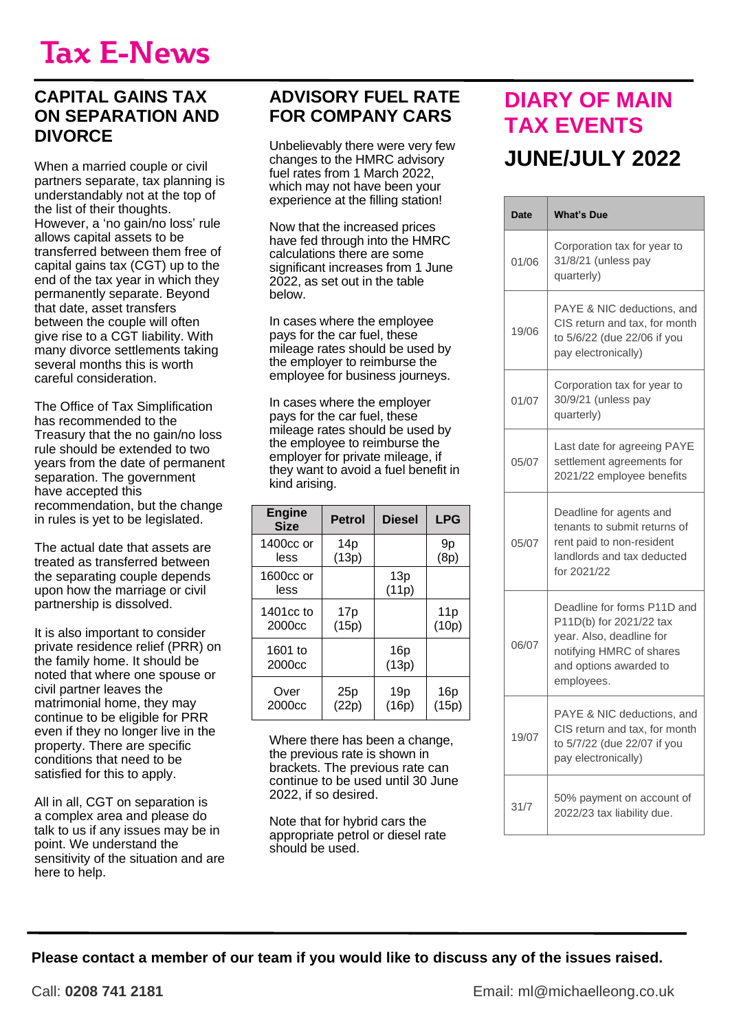# Tax E-News

## CAPITAL GAINS TAX ON SEPARATION AND DIVORCE

When a married couple or civil partners separate, tax planning is understandably not at the top of the list of their thoughts. However, a 'no gain/no loss' rule allows capital assets to be transferred between them free of capital gains tax (CGT) up to the end of the tax year in which they permanently separate. Beyond that date, asset transfers between the couple will often give rise to a CGT liability. With many divorce settlements taking several months this is worth careful consideration.

The Office of Tax Simplification has recommended to the Treasury that the no gain/no loss rule should be extended to two years from the date of permanent separation. The government have accepted this recommendation, but the change in rules is yet to be legislated.

The actual date that assets are treated as transferred between the separating couple depends upon how the marriage or civil partnership is dissolved.

It is also important to consider private residence relief (PRR) on the family home. It should be noted that where one spouse or civil partner leaves the matrimonial home, they may continue to be eligible for PRR even if they no longer live in the property. There are specific conditions that need to be satisfied for this to apply.

All in all, CGT on separation is a complex area and please do talk to us if any issues may be in point. We understand the sensitivity of the situation and are here to help.

## ADVISORY FUEL RATE FOR COMPANY CARS

Unbelievably there were very few changes to the HMRC advisory fuel rates from 1 March 2022, which may not have been your experience at the filling station!

Now that the increased prices have fed through into the HMRC calculations there are some significant increases from 1 June 2022, as set out in the table below.

In cases where the employee pays for the car fuel, these mileage rates should be used by the employer to reimburse the employee for business journeys.

In cases where the employer pays for the car fuel, these mileage rates should be used by the employee to reimburse the employer for private mileage, if they want to avoid a fuel benefit in kind arising.

| Engine Size | Petrol | Diesel | LPG |
|---|---|---|---|
| 1400cc or less | 14p (13p) | | 9p (8p) |
| 1600cc or less | | 13p (11p) | |
| 1401cc to 2000cc | 17p (15p) | | 11p (10p) |
| 1601 to 2000cc | | 16p (13p) | |
| Over 2000cc | 25p (22p) | 19p (16p) | 16p (15p) |

Where there has been a change, the previous rate is shown in brackets. The previous rate can continue to be used until 30 June 2022, if so desired.

Note that for hybrid cars the appropriate petrol or diesel rate should be used.

## DIARY OF MAIN TAX EVENTS

## JUNE/JULY 2022

| Date | What's Due |
|---|---|
| 01/06 | Corporation tax for year to 31/8/21 (unless pay quarterly) |
| 19/06 | PAYE & NIC deductions, and CIS return and tax, for month to 5/6/22 (due 22/06 if you pay electronically) |
| 01/07 | Corporation tax for year to 30/9/21 (unless pay quarterly) |
| 05/07 | Last date for agreeing PAYE settlement agreements for 2021/22 employee benefits |
| 05/07 | Deadline for agents and tenants to submit returns of rent paid to non-resident landlords and tax deducted for 2021/22 |
| 06/07 | Deadline for forms P11D and P11D(b) for 2021/22 tax year. Also, deadline for notifying HMRC of shares and options awarded to employees. |
| 19/07 | PAYE & NIC deductions, and CIS return and tax, for month to 5/7/22 (due 22/07 if you pay electronically) |
| 31/7 | 50% payment on account of 2022/23 tax liability due. |

**Please contact a member of our team if you would like to discuss any of the issues raised.**

Call: **0208 741 2181**

Email: ml@michaelleong.co.uk